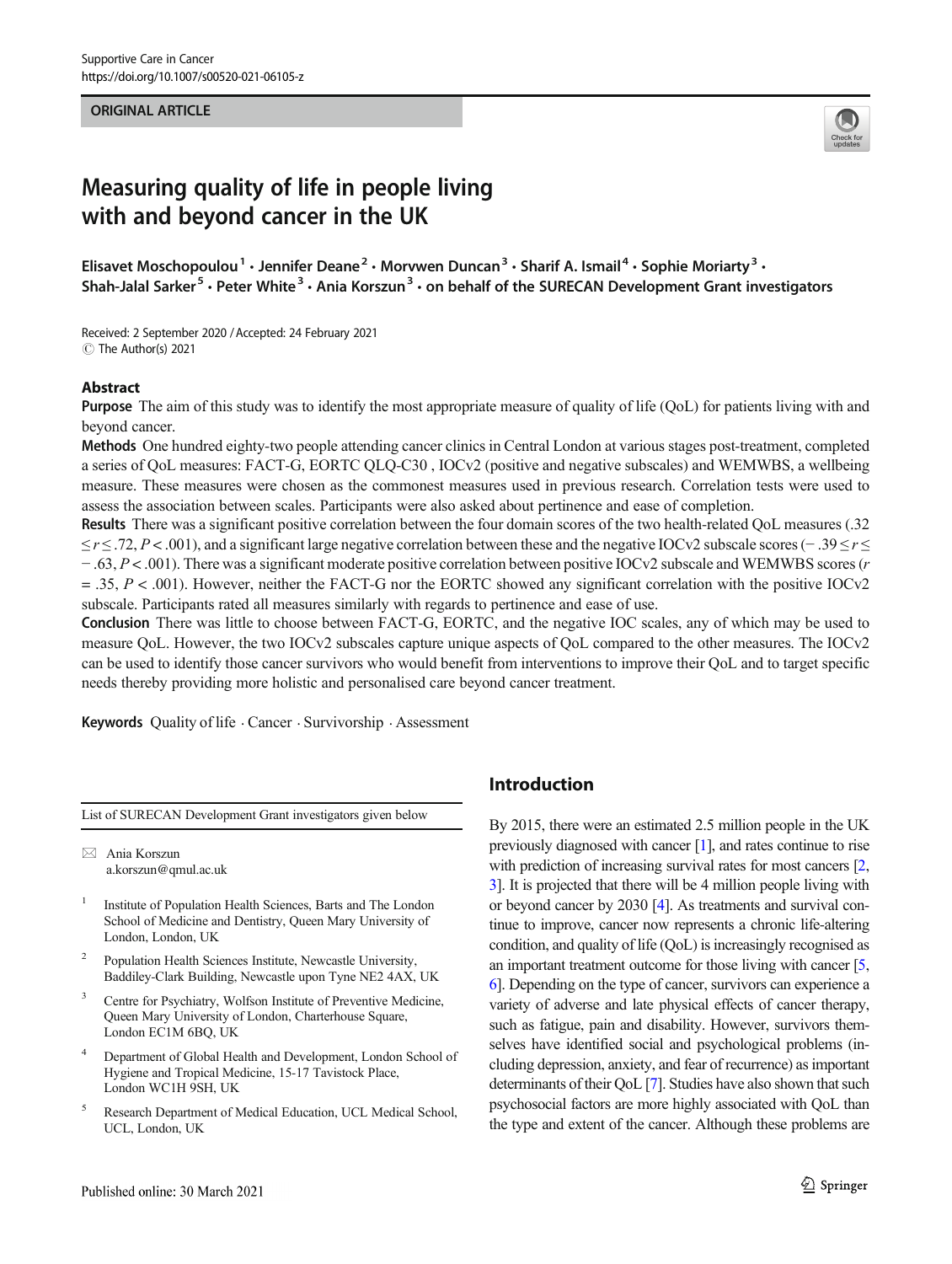ORIGINAL ARTICLE

# Measuring quality of life in people living with and beyond cancer in the UK

Elisavet Moschopoulou[1] · Jennifer Deane[2] · Morvwen Duncan[3] · Sharif A. Ismail[4] · Sophie Moriarty[3] · Shah-Jalal Sarker[5] · Peter White[3] · Ania Korszun[3] · on behalf of the SURECAN Development Grant investigators

Received: 2 September 2020 / Accepted: 24 February 2021
© The Author(s) 2021

## Abstract

**Purpose** The aim of this study was to identify the most appropriate measure of quality of life (QoL) for patients living with and beyond cancer.

**Methods** One hundred eighty-two people attending cancer clinics in Central London at various stages post-treatment, completed a series of QoL measures: FACT-G, EORTC QLQ-C30 , IOCv2 (positive and negative subscales) and WEMWBS, a wellbeing measure. These measures were chosen as the commonest measures used in previous research. Correlation tests were used to assess the association between scales. Participants were also asked about pertinence and ease of completion.

**Results** There was a significant positive correlation between the four domain scores of the two health-related QoL measures ($.32 \leq r \leq .72$, $P < .001$), and a significant large negative correlation between these and the negative IOCv2 subscale scores ($-.39 \leq r \leq -.63$, $P < .001$). There was a significant moderate positive correlation between positive IOCv2 subscale and WEMWBS scores ($r = .35$, $P < .001$). However, neither the FACT-G nor the EORTC showed any significant correlation with the positive IOCv2 subscale. Participants rated all measures similarly with regards to pertinence and ease of use.

**Conclusion** There was little to choose between FACT-G, EORTC, and the negative IOC scales, any of which may be used to measure QoL. However, the two IOCv2 subscales capture unique aspects of QoL compared to the other measures. The IOCv2 can be used to identify those cancer survivors who would benefit from interventions to improve their QoL and to target specific needs thereby providing more holistic and personalised care beyond cancer treatment.

**Keywords** Quality of life · Cancer · Survivorship · Assessment

List of SURECAN Development Grant investigators given below

✉ Ania Korszun
a.korszun@qmul.ac.uk

[1] Institute of Population Health Sciences, Barts and The London School of Medicine and Dentistry, Queen Mary University of London, London, UK

[2] Population Health Sciences Institute, Newcastle University, Baddiley-Clark Building, Newcastle upon Tyne NE2 4AX, UK

[3] Centre for Psychiatry, Wolfson Institute of Preventive Medicine, Queen Mary University of London, Charterhouse Square, London EC1M 6BQ, UK

[4] Department of Global Health and Development, London School of Hygiene and Tropical Medicine, 15-17 Tavistock Place, London WC1H 9SH, UK

[5] Research Department of Medical Education, UCL Medical School, UCL, London, UK

## Introduction

By 2015, there were an estimated 2.5 million people in the UK previously diagnosed with cancer [1], and rates continue to rise with prediction of increasing survival rates for most cancers [2, 3]. It is projected that there will be 4 million people living with or beyond cancer by 2030 [4]. As treatments and survival continue to improve, cancer now represents a chronic life-altering condition, and quality of life (QoL) is increasingly recognised as an important treatment outcome for those living with cancer [5, 6]. Depending on the type of cancer, survivors can experience a variety of adverse and late physical effects of cancer therapy, such as fatigue, pain and disability. However, survivors themselves have identified social and psychological problems (including depression, anxiety, and fear of recurrence) as important determinants of their QoL [7]. Studies have also shown that such psychosocial factors are more highly associated with QoL than the type and extent of the cancer. Although these problems are

Published online: 30 March 2021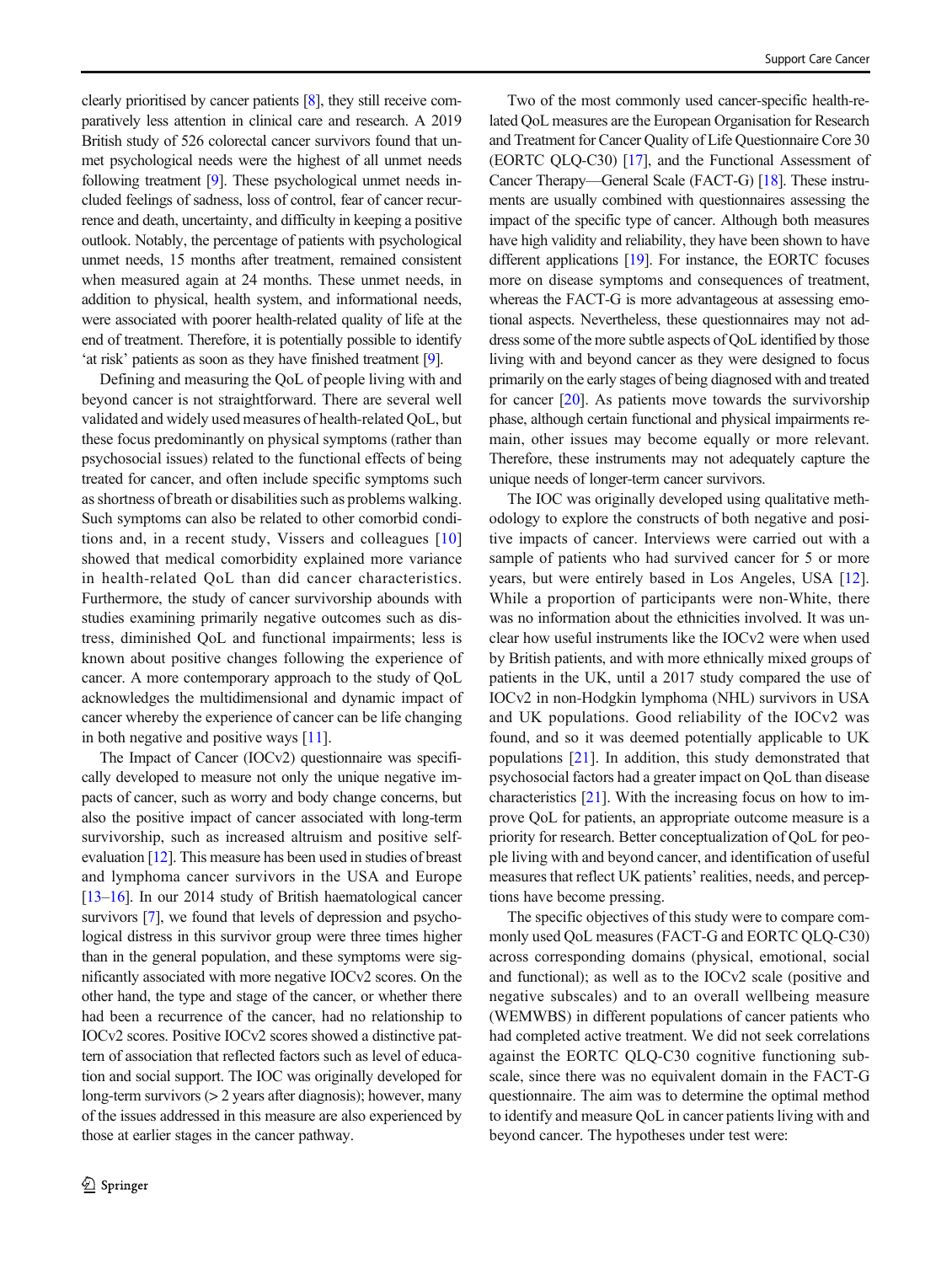clearly prioritised by cancer patients [8], they still receive comparatively less attention in clinical care and research. A 2019 British study of 526 colorectal cancer survivors found that unmet psychological needs were the highest of all unmet needs following treatment [9]. These psychological unmet needs included feelings of sadness, loss of control, fear of cancer recurrence and death, uncertainty, and difficulty in keeping a positive outlook. Notably, the percentage of patients with psychological unmet needs, 15 months after treatment, remained consistent when measured again at 24 months. These unmet needs, in addition to physical, health system, and informational needs, were associated with poorer health-related quality of life at the end of treatment. Therefore, it is potentially possible to identify 'at risk' patients as soon as they have finished treatment [9].

Defining and measuring the QoL of people living with and beyond cancer is not straightforward. There are several well validated and widely used measures of health-related QoL, but these focus predominantly on physical symptoms (rather than psychosocial issues) related to the functional effects of being treated for cancer, and often include specific symptoms such as shortness of breath or disabilities such as problems walking. Such symptoms can also be related to other comorbid conditions and, in a recent study, Vissers and colleagues [10] showed that medical comorbidity explained more variance in health-related QoL than did cancer characteristics. Furthermore, the study of cancer survivorship abounds with studies examining primarily negative outcomes such as distress, diminished QoL and functional impairments; less is known about positive changes following the experience of cancer. A more contemporary approach to the study of QoL acknowledges the multidimensional and dynamic impact of cancer whereby the experience of cancer can be life changing in both negative and positive ways [11].

The Impact of Cancer (IOCv2) questionnaire was specifically developed to measure not only the unique negative impacts of cancer, such as worry and body change concerns, but also the positive impact of cancer associated with long-term survivorship, such as increased altruism and positive self-evaluation [12]. This measure has been used in studies of breast and lymphoma cancer survivors in the USA and Europe [13–16]. In our 2014 study of British haematological cancer survivors [7], we found that levels of depression and psychological distress in this survivor group were three times higher than in the general population, and these symptoms were significantly associated with more negative IOCv2 scores. On the other hand, the type and stage of the cancer, or whether there had been a recurrence of the cancer, had no relationship to IOCv2 scores. Positive IOCv2 scores showed a distinctive pattern of association that reflected factors such as level of education and social support. The IOC was originally developed for long-term survivors (> 2 years after diagnosis); however, many of the issues addressed in this measure are also experienced by those at earlier stages in the cancer pathway.

Two of the most commonly used cancer-specific health-related QoL measures are the European Organisation for Research and Treatment for Cancer Quality of Life Questionnaire Core 30 (EORTC QLQ-C30) [17], and the Functional Assessment of Cancer Therapy—General Scale (FACT-G) [18]. These instruments are usually combined with questionnaires assessing the impact of the specific type of cancer. Although both measures have high validity and reliability, they have been shown to have different applications [19]. For instance, the EORTC focuses more on disease symptoms and consequences of treatment, whereas the FACT-G is more advantageous at assessing emotional aspects. Nevertheless, these questionnaires may not address some of the more subtle aspects of QoL identified by those living with and beyond cancer as they were designed to focus primarily on the early stages of being diagnosed with and treated for cancer [20]. As patients move towards the survivorship phase, although certain functional and physical impairments remain, other issues may become equally or more relevant. Therefore, these instruments may not adequately capture the unique needs of longer-term cancer survivors.

The IOC was originally developed using qualitative methodology to explore the constructs of both negative and positive impacts of cancer. Interviews were carried out with a sample of patients who had survived cancer for 5 or more years, but were entirely based in Los Angeles, USA [12]. While a proportion of participants were non-White, there was no information about the ethnicities involved. It was unclear how useful instruments like the IOCv2 were when used by British patients, and with more ethnically mixed groups of patients in the UK, until a 2017 study compared the use of IOCv2 in non-Hodgkin lymphoma (NHL) survivors in USA and UK populations. Good reliability of the IOCv2 was found, and so it was deemed potentially applicable to UK populations [21]. In addition, this study demonstrated that psychosocial factors had a greater impact on QoL than disease characteristics [21]. With the increasing focus on how to improve QoL for patients, an appropriate outcome measure is a priority for research. Better conceptualization of QoL for people living with and beyond cancer, and identification of useful measures that reflect UK patients' realities, needs, and perceptions have become pressing.

The specific objectives of this study were to compare commonly used QoL measures (FACT-G and EORTC QLQ-C30) across corresponding domains (physical, emotional, social and functional); as well as to the IOCv2 scale (positive and negative subscales) and to an overall wellbeing measure (WEMWBS) in different populations of cancer patients who had completed active treatment. We did not seek correlations against the EORTC QLQ-C30 cognitive functioning subscale, since there was no equivalent domain in the FACT-G questionnaire. The aim was to determine the optimal method to identify and measure QoL in cancer patients living with and beyond cancer. The hypotheses under test were: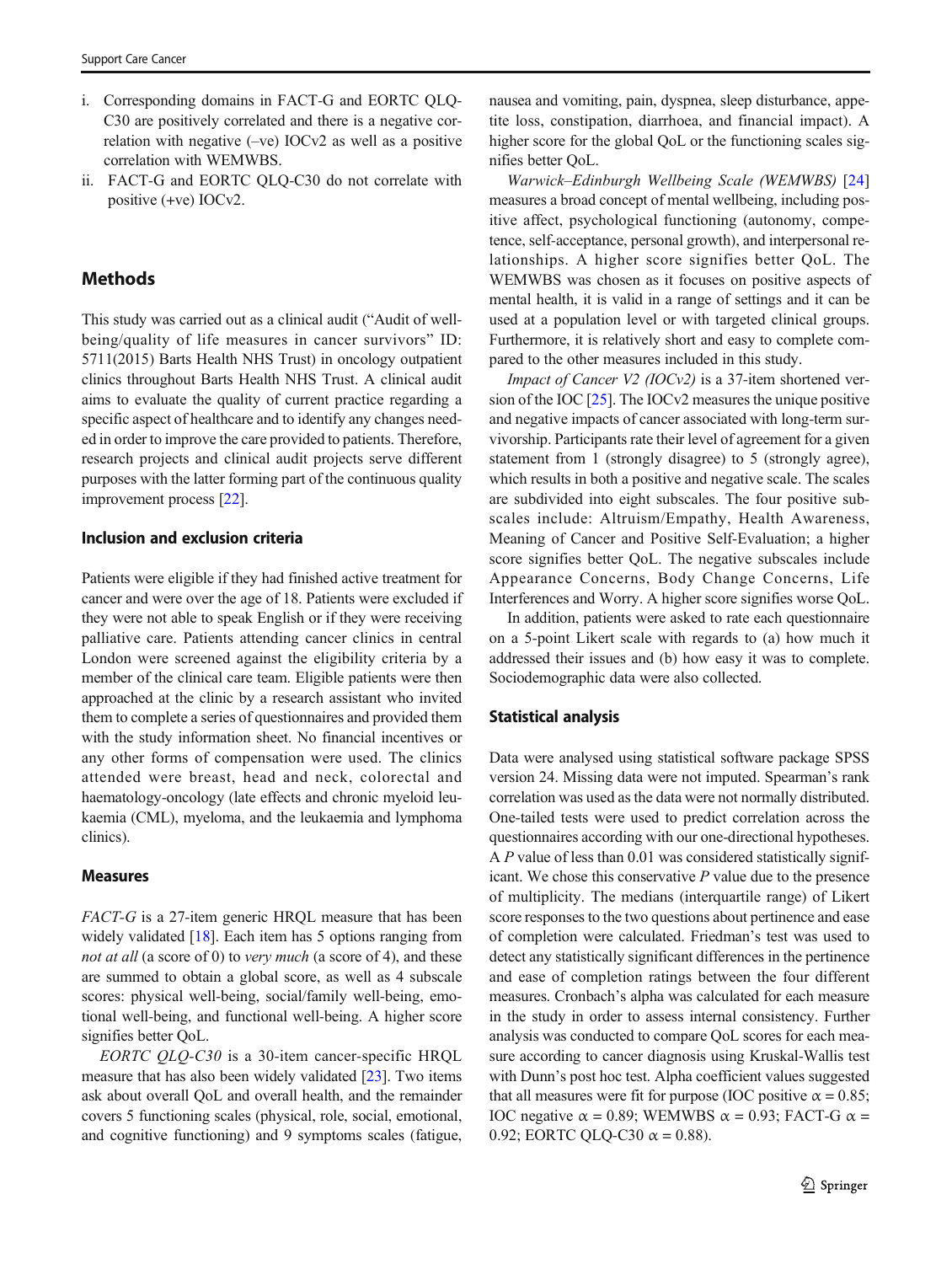i. Corresponding domains in FACT-G and EORTC QLQ-C30 are positively correlated and there is a negative correlation with negative (–ve) IOCv2 as well as a positive correlation with WEMWBS.
ii. FACT-G and EORTC QLQ-C30 do not correlate with positive (+ve) IOCv2.

## Methods

This study was carried out as a clinical audit ("Audit of well-being/quality of life measures in cancer survivors" ID: 5711(2015) Barts Health NHS Trust) in oncology outpatient clinics throughout Barts Health NHS Trust. A clinical audit aims to evaluate the quality of current practice regarding a specific aspect of healthcare and to identify any changes needed in order to improve the care provided to patients. Therefore, research projects and clinical audit projects serve different purposes with the latter forming part of the continuous quality improvement process [22].

### Inclusion and exclusion criteria

Patients were eligible if they had finished active treatment for cancer and were over the age of 18. Patients were excluded if they were not able to speak English or if they were receiving palliative care. Patients attending cancer clinics in central London were screened against the eligibility criteria by a member of the clinical care team. Eligible patients were then approached at the clinic by a research assistant who invited them to complete a series of questionnaires and provided them with the study information sheet. No financial incentives or any other forms of compensation were used. The clinics attended were breast, head and neck, colorectal and haematology-oncology (late effects and chronic myeloid leukaemia (CML), myeloma, and the leukaemia and lymphoma clinics).

### Measures

*FACT-G* is a 27-item generic HRQL measure that has been widely validated [18]. Each item has 5 options ranging from *not at all* (a score of 0) to *very much* (a score of 4), and these are summed to obtain a global score, as well as 4 subscale scores: physical well-being, social/family well-being, emotional well-being, and functional well-being. A higher score signifies better QoL.

*EORTC QLQ-C30* is a 30-item cancer-specific HRQL measure that has also been widely validated [23]. Two items ask about overall QoL and overall health, and the remainder covers 5 functioning scales (physical, role, social, emotional, and cognitive functioning) and 9 symptoms scales (fatigue, nausea and vomiting, pain, dyspnea, sleep disturbance, appetite loss, constipation, diarrhoea, and financial impact). A higher score for the global QoL or the functioning scales signifies better QoL.

*Warwick–Edinburgh Wellbeing Scale (WEMWBS)* [24] measures a broad concept of mental wellbeing, including positive affect, psychological functioning (autonomy, competence, self-acceptance, personal growth), and interpersonal relationships. A higher score signifies better QoL. The WEMWBS was chosen as it focuses on positive aspects of mental health, it is valid in a range of settings and it can be used at a population level or with targeted clinical groups. Furthermore, it is relatively short and easy to complete compared to the other measures included in this study.

*Impact of Cancer V2 (IOCv2)* is a 37-item shortened version of the IOC [25]. The IOCv2 measures the unique positive and negative impacts of cancer associated with long-term survivorship. Participants rate their level of agreement for a given statement from 1 (strongly disagree) to 5 (strongly agree), which results in both a positive and negative scale. The scales are subdivided into eight subscales. The four positive subscales include: Altruism/Empathy, Health Awareness, Meaning of Cancer and Positive Self-Evaluation; a higher score signifies better QoL. The negative subscales include Appearance Concerns, Body Change Concerns, Life Interferences and Worry. A higher score signifies worse QoL.

In addition, patients were asked to rate each questionnaire on a 5-point Likert scale with regards to (a) how much it addressed their issues and (b) how easy it was to complete. Sociodemographic data were also collected.

### Statistical analysis

Data were analysed using statistical software package SPSS version 24. Missing data were not imputed. Spearman's rank correlation was used as the data were not normally distributed. One-tailed tests were used to predict correlation across the questionnaires according with our one-directional hypotheses. A $P$ value of less than 0.01 was considered statistically significant. We chose this conservative $P$ value due to the presence of multiplicity. The medians (interquartile range) of Likert score responses to the two questions about pertinence and ease of completion were calculated. Friedman's test was used to detect any statistically significant differences in the pertinence and ease of completion ratings between the four different measures. Cronbach's alpha was calculated for each measure in the study in order to assess internal consistency. Further analysis was conducted to compare QoL scores for each measure according to cancer diagnosis using Kruskal-Wallis test with Dunn's post hoc test. Alpha coefficient values suggested that all measures were fit for purpose (IOC positive $\alpha = 0.85$; IOC negative $\alpha = 0.89$; WEMWBS $\alpha = 0.93$; FACT-G $\alpha = 0.92$; EORTC QLQ-C30 $\alpha = 0.88$).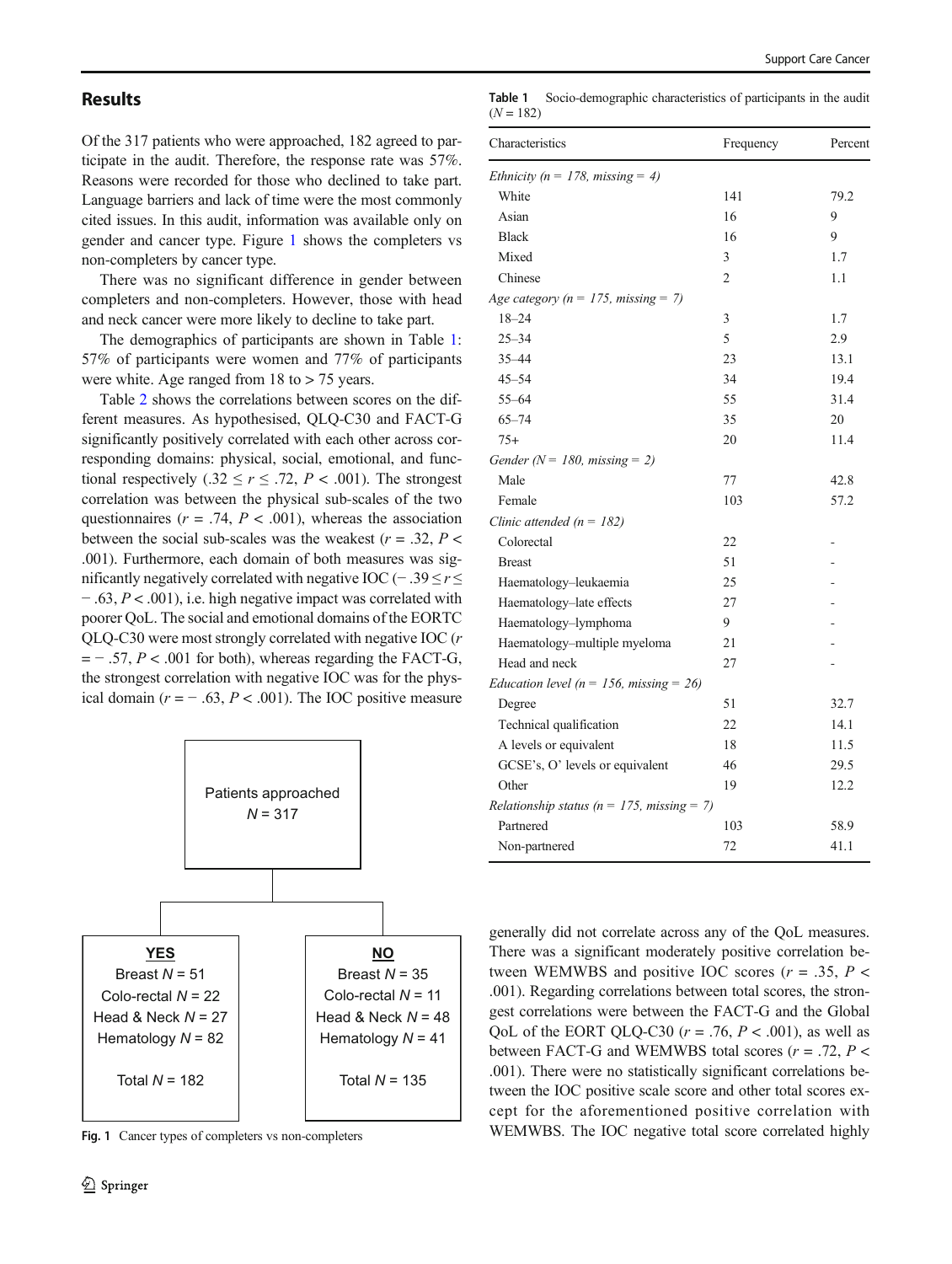## Results

Of the 317 patients who were approached, 182 agreed to participate in the audit. Therefore, the response rate was 57%. Reasons were recorded for those who declined to take part. Language barriers and lack of time were the most commonly cited issues. In this audit, information was available only on gender and cancer type. Figure 1 shows the completers vs non-completers by cancer type.

There was no significant difference in gender between completers and non-completers. However, those with head and neck cancer were more likely to decline to take part.

The demographics of participants are shown in Table 1: 57% of participants were women and 77% of participants were white. Age ranged from 18 to > 75 years.

Table 2 shows the correlations between scores on the different measures. As hypothesised, QLQ-C30 and FACT-G significantly positively correlated with each other across corresponding domains: physical, social, emotional, and functional respectively ($.32 \leq r \leq .72$, $P < .001$). The strongest correlation was between the physical sub-scales of the two questionnaires ($r = .74$, $P < .001$), whereas the association between the social sub-scales was the weakest ($r = .32$, $P < .001$). Furthermore, each domain of both measures was significantly negatively correlated with negative IOC ($-.39 \leq r \leq -.63$, $P < .001$), i.e. high negative impact was correlated with poorer QoL. The social and emotional domains of the EORTC QLQ-C30 were most strongly correlated with negative IOC ($r = -.57$, $P < .001$ for both), whereas regarding the FACT-G, the strongest correlation with negative IOC was for the physical domain ($r = -.63$, $P < .001$). The IOC positive measure generally did not correlate across any of the QoL measures. There was a significant moderately positive correlation between WEMWBS and positive IOC scores ($r = .35$, $P < .001$). Regarding correlations between total scores, the strongest correlations were between the FACT-G and the Global QoL of the EORT QLQ-C30 ($r = .76$, $P < .001$), as well as between FACT-G and WEMWBS total scores ($r = .72$, $P < .001$). There were no statistically significant correlations between the IOC positive scale score and other total scores except for the aforementioned positive correlation with WEMWBS. The IOC negative total score correlated highly

Patients approached
$N = 317$

| YES | NO |
|---|---|
| Breast $N = 51$ | Breast $N = 35$ |
| Colo-rectal $N = 22$ | Colo-rectal $N = 11$ |
| Head & Neck $N = 27$ | Head & Neck $N = 48$ |
| Hematology $N = 82$ | Hematology $N = 41$ |
| Total $N = 182$ | Total $N = 135$ |

**Fig. 1** Cancer types of completers vs non-completers

**Table 1** Socio-demographic characteristics of participants in the audit ($N = 182$)

| Characteristics | Frequency | Percent |
|---|---|---|
| *Ethnicity (n = 178, missing = 4)* | | |
| White | 141 | 79.2 |
| Asian | 16 | 9 |
| Black | 16 | 9 |
| Mixed | 3 | 1.7 |
| Chinese | 2 | 1.1 |
| *Age category (n = 175, missing = 7)* | | |
| 18–24 | 3 | 1.7 |
| 25–34 | 5 | 2.9 |
| 35–44 | 23 | 13.1 |
| 45–54 | 34 | 19.4 |
| 55–64 | 55 | 31.4 |
| 65–74 | 35 | 20 |
| 75+ | 20 | 11.4 |
| *Gender (N = 180, missing = 2)* | | |
| Male | 77 | 42.8 |
| Female | 103 | 57.2 |
| *Clinic attended (n = 182)* | | |
| Colorectal | 22 | - |
| Breast | 51 | - |
| Haematology–leukaemia | 25 | - |
| Haematology–late effects | 27 | - |
| Haematology–lymphoma | 9 | - |
| Haematology–multiple myeloma | 21 | - |
| Head and neck | 27 | - |
| *Education level (n = 156, missing = 26)* | | |
| Degree | 51 | 32.7 |
| Technical qualification | 22 | 14.1 |
| A levels or equivalent | 18 | 11.5 |
| GCSE's, O' levels or equivalent | 46 | 29.5 |
| Other | 19 | 12.2 |
| *Relationship status (n = 175, missing = 7)* | | |
| Partnered | 103 | 58.9 |
| Non-partnered | 72 | 41.1 |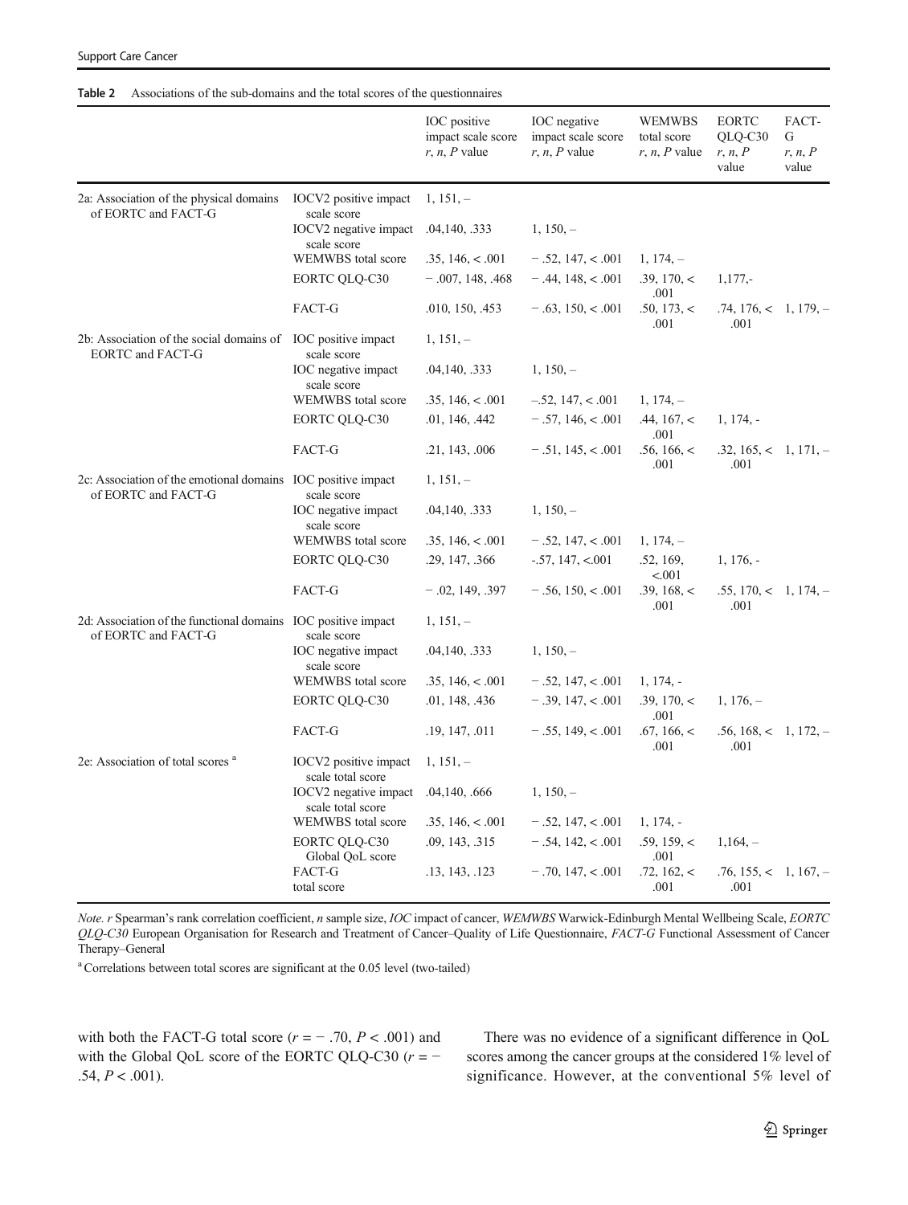**Table 2** Associations of the sub-domains and the total scores of the questionnaires

| | | IOC positive impact scale score *r*, *n*, *P* value | IOC negative impact scale score *r*, *n*, *P* value | WEMWBS total score *r*, *n*, *P* value | EORTC QLQ-C30 *r*, *n*, *P* value | FACT-G *r*, *n*, *P* value |
|---|---|---|---|---|---|---|
| 2a: Association of the physical domains of EORTC and FACT-G | IOCV2 positive impact scale score | 1, 151, – | | | | |
| | IOCV2 negative impact scale score | .04,140, .333 | 1, 150, – | | | |
| | WEMWBS total score | .35, 146, < .001 | − .52, 147, < .001 | 1, 174, – | | |
| | EORTC QLQ-C30 | − .007, 148, .468 | − .44, 148, < .001 | .39, 170, < .001 | 1,177,- | |
| | FACT-G | .010, 150, .453 | − .63, 150, < .001 | .50, 173, < .001 | .74, 176, < .001 | 1, 179, – |
| 2b: Association of the social domains of EORTC and FACT-G | IOC positive impact scale score | 1, 151, – | | | | |
| | IOC negative impact scale score | .04,140, .333 | 1, 150, – | | | |
| | WEMWBS total score | .35, 146, < .001 | –.52, 147, < .001 | 1, 174, – | | |
| | EORTC QLQ-C30 | .01, 146, .442 | − .57, 146, < .001 | .44, 167, < .001 | 1, 174, - | |
| | FACT-G | .21, 143, .006 | − .51, 145, < .001 | .56, 166, < .001 | .32, 165, < .001 | 1, 171, – |
| 2c: Association of the emotional domains of EORTC and FACT-G | IOC positive impact scale score | 1, 151, – | | | | |
| | IOC negative impact scale score | .04,140, .333 | 1, 150, – | | | |
| | WEMWBS total score | .35, 146, < .001 | − .52, 147, < .001 | 1, 174, – | | |
| | EORTC QLQ-C30 | .29, 147, .366 | -.57, 147, <.001 | .52, 169, <.001 | 1, 176, - | |
| | FACT-G | − .02, 149, .397 | − .56, 150, < .001 | .39, 168, < .001 | .55, 170, < .001 | 1, 174, – |
| 2d: Association of the functional domains of EORTC and FACT-G | IOC positive impact scale score | 1, 151, – | | | | |
| | IOC negative impact scale score | .04,140, .333 | 1, 150, – | | | |
| | WEMWBS total score | .35, 146, < .001 | − .52, 147, < .001 | 1, 174, - | | |
| | EORTC QLQ-C30 | .01, 148, .436 | − .39, 147, < .001 | .39, 170, < .001 | 1, 176, – | |
| | FACT-G | .19, 147, .011 | − .55, 149, < .001 | .67, 166, < .001 | .56, 168, < .001 | 1, 172, – |
| 2e: Association of total scores [a] | IOCV2 positive impact scale total score | 1, 151, – | | | | |
| | IOCV2 negative impact scale total score | .04,140, .666 | 1, 150, – | | | |
| | WEMWBS total score | .35, 146, < .001 | − .52, 147, < .001 | 1, 174, - | | |
| | EORTC QLQ-C30 Global QoL score | .09, 143, .315 | − .54, 142, < .001 | .59, 159, < .001 | 1,164, – | |
| | FACT-G total score | .13, 143, .123 | − .70, 147, < .001 | .72, 162, < .001 | .76, 155, < .001 | 1, 167, – |

*Note. r* Spearman's rank correlation coefficient, *n* sample size, *IOC* impact of cancer, *WEMWBS* Warwick-Edinburgh Mental Wellbeing Scale, *EORTC QLQ-C30* European Organisation for Research and Treatment of Cancer–Quality of Life Questionnaire, *FACT-G* Functional Assessment of Cancer Therapy–General

[a] Correlations between total scores are significant at the 0.05 level (two-tailed)

with both the FACT-G total score ($r = -.70$, $P < .001$) and with the Global QoL score of the EORTC QLQ-C30 ($r = -.54$, $P < .001$).

There was no evidence of a significant difference in QoL scores among the cancer groups at the considered 1% level of significance. However, at the conventional 5% level of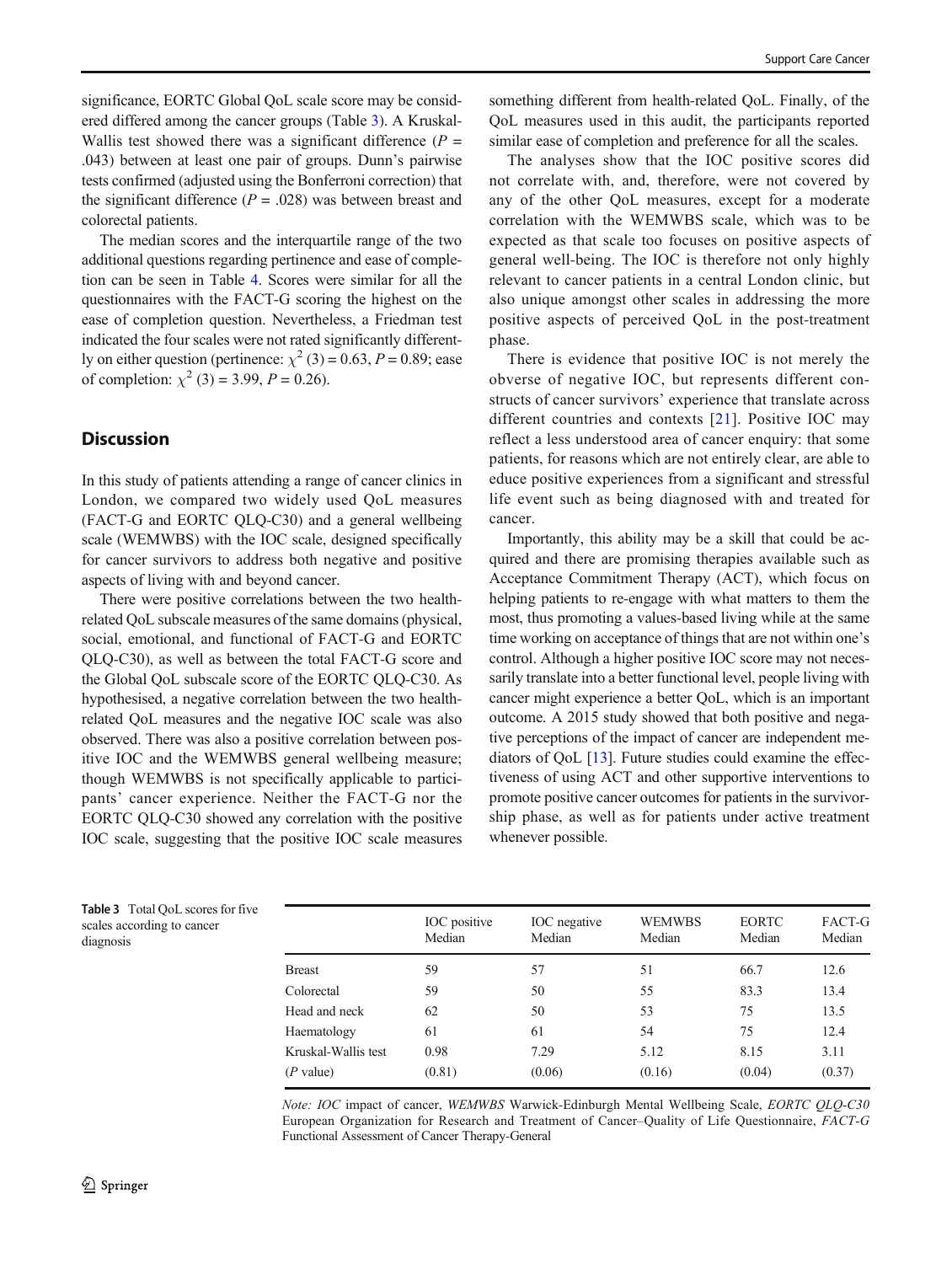significance, EORTC Global QoL scale score may be considered differed among the cancer groups (Table 3). A Kruskal-Wallis test showed there was a significant difference ($P$ = .043) between at least one pair of groups. Dunn's pairwise tests confirmed (adjusted using the Bonferroni correction) that the significant difference ($P$ = .028) was between breast and colorectal patients.

The median scores and the interquartile range of the two additional questions regarding pertinence and ease of completion can be seen in Table 4. Scores were similar for all the questionnaires with the FACT-G scoring the highest on the ease of completion question. Nevertheless, a Friedman test indicated the four scales were not rated significantly differently on either question (pertinence: $\chi^2$ (3) = 0.63, $P$ = 0.89; ease of completion: $\chi^2$ (3) = 3.99, $P$ = 0.26).

## Discussion

In this study of patients attending a range of cancer clinics in London, we compared two widely used QoL measures (FACT-G and EORTC QLQ-C30) and a general wellbeing scale (WEMWBS) with the IOC scale, designed specifically for cancer survivors to address both negative and positive aspects of living with and beyond cancer.

There were positive correlations between the two health-related QoL subscale measures of the same domains (physical, social, emotional, and functional of FACT-G and EORTC QLQ-C30), as well as between the total FACT-G score and the Global QoL subscale score of the EORTC QLQ-C30. As hypothesised, a negative correlation between the two health-related QoL measures and the negative IOC scale was also observed. There was also a positive correlation between positive IOC and the WEMWBS general wellbeing measure; though WEMWBS is not specifically applicable to participants' cancer experience. Neither the FACT-G nor the EORTC QLQ-C30 showed any correlation with the positive IOC scale, suggesting that the positive IOC scale measures something different from health-related QoL. Finally, of the QoL measures used in this audit, the participants reported similar ease of completion and preference for all the scales.

The analyses show that the IOC positive scores did not correlate with, and, therefore, were not covered by any of the other QoL measures, except for a moderate correlation with the WEMWBS scale, which was to be expected as that scale too focuses on positive aspects of general well-being. The IOC is therefore not only highly relevant to cancer patients in a central London clinic, but also unique amongst other scales in addressing the more positive aspects of perceived QoL in the post-treatment phase.

There is evidence that positive IOC is not merely the obverse of negative IOC, but represents different constructs of cancer survivors' experience that translate across different countries and contexts [21]. Positive IOC may reflect a less understood area of cancer enquiry: that some patients, for reasons which are not entirely clear, are able to educe positive experiences from a significant and stressful life event such as being diagnosed with and treated for cancer.

Importantly, this ability may be a skill that could be acquired and there are promising therapies available such as Acceptance Commitment Therapy (ACT), which focus on helping patients to re-engage with what matters to them the most, thus promoting a values-based living while at the same time working on acceptance of things that are not within one's control. Although a higher positive IOC score may not necessarily translate into a better functional level, people living with cancer might experience a better QoL, which is an important outcome. A 2015 study showed that both positive and negative perceptions of the impact of cancer are independent mediators of QoL [13]. Future studies could examine the effectiveness of using ACT and other supportive interventions to promote positive cancer outcomes for patients in the survivorship phase, as well as for patients under active treatment whenever possible.

**Table 3** Total QoL scores for five scales according to cancer diagnosis

| | IOC positive Median | IOC negative Median | WEMWBS Median | EORTC Median | FACT-G Median |
|---|---|---|---|---|---|
| Breast | 59 | 57 | 51 | 66.7 | 12.6 |
| Colorectal | 59 | 50 | 55 | 83.3 | 13.4 |
| Head and neck | 62 | 50 | 53 | 75 | 13.5 |
| Haematology | 61 | 61 | 54 | 75 | 12.4 |
| Kruskal-Wallis test | 0.98 | 7.29 | 5.12 | 8.15 | 3.11 |
| ($P$ value) | (0.81) | (0.06) | (0.16) | (0.04) | (0.37) |

*Note: IOC* impact of cancer, *WEMWBS* Warwick-Edinburgh Mental Wellbeing Scale, *EORTC QLQ-C30* European Organization for Research and Treatment of Cancer–Quality of Life Questionnaire, *FACT-G* Functional Assessment of Cancer Therapy-General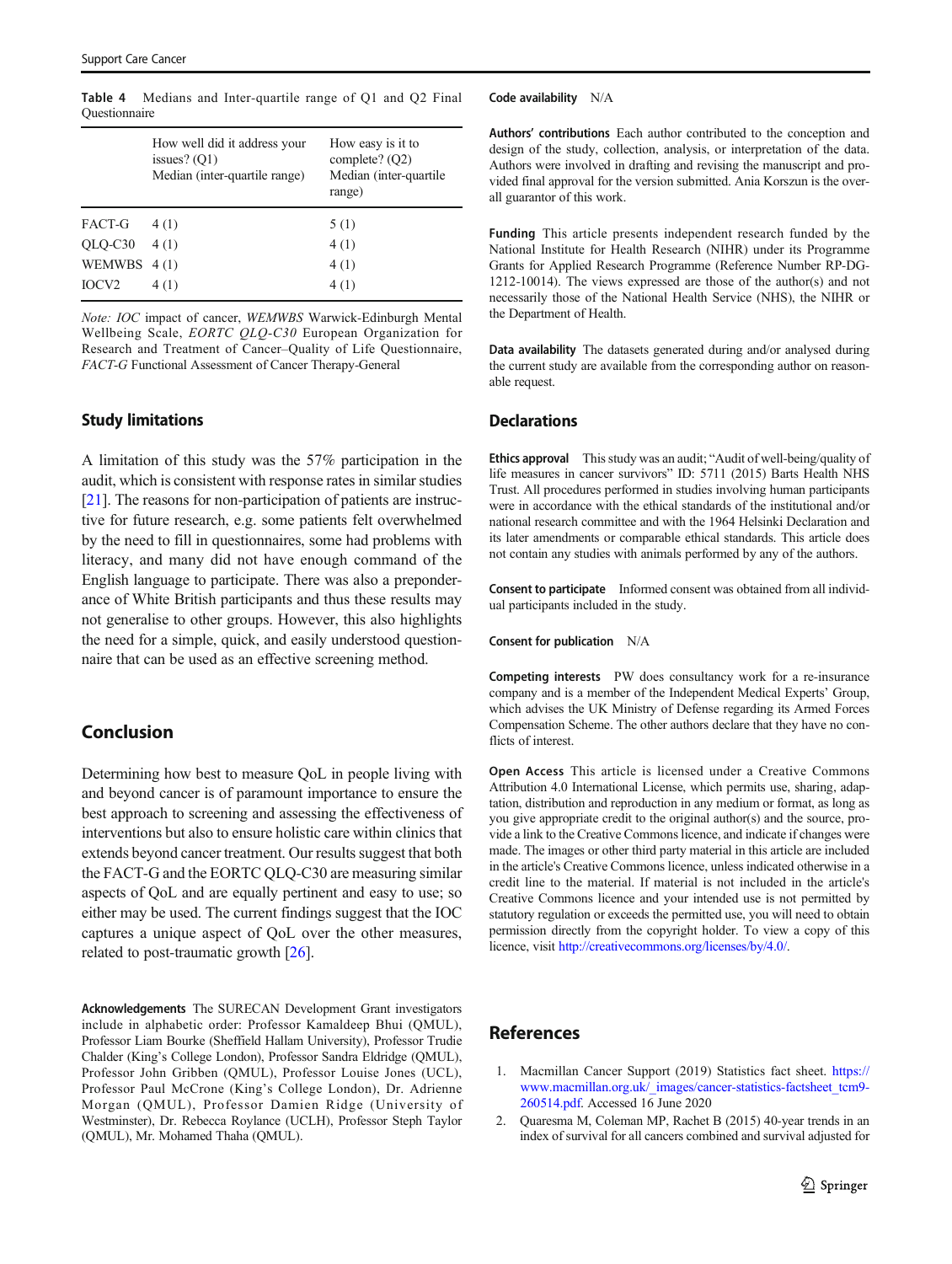**Table 4** Medians and Inter-quartile range of Q1 and Q2 Final Questionnaire

| | How well did it address your issues? (Q1) Median (inter-quartile range) | How easy is it to complete? (Q2) Median (inter-quartile range) |
|---|---|---|
| FACT-G | 4 (1) | 5 (1) |
| QLQ-C30 | 4 (1) | 4 (1) |
| WEMWBS | 4 (1) | 4 (1) |
| IOCV2 | 4 (1) | 4 (1) |

*Note: IOC* impact of cancer, *WEMWBS* Warwick-Edinburgh Mental Wellbeing Scale, *EORTC QLQ-C30* European Organization for Research and Treatment of Cancer–Quality of Life Questionnaire, *FACT-G* Functional Assessment of Cancer Therapy-General

### Study limitations

A limitation of this study was the 57% participation in the audit, which is consistent with response rates in similar studies [21]. The reasons for non-participation of patients are instructive for future research, e.g. some patients felt overwhelmed by the need to fill in questionnaires, some had problems with literacy, and many did not have enough command of the English language to participate. There was also a preponderance of White British participants and thus these results may not generalise to other groups. However, this also highlights the need for a simple, quick, and easily understood questionnaire that can be used as an effective screening method.

## Conclusion

Determining how best to measure QoL in people living with and beyond cancer is of paramount importance to ensure the best approach to screening and assessing the effectiveness of interventions but also to ensure holistic care within clinics that extends beyond cancer treatment. Our results suggest that both the FACT-G and the EORTC QLQ-C30 are measuring similar aspects of QoL and are equally pertinent and easy to use; so either may be used. The current findings suggest that the IOC captures a unique aspect of QoL over the other measures, related to post-traumatic growth [26].

**Acknowledgements** The SURECAN Development Grant investigators include in alphabetic order: Professor Kamaldeep Bhui (QMUL), Professor Liam Bourke (Sheffield Hallam University), Professor Trudie Chalder (King's College London), Professor Sandra Eldridge (QMUL), Professor John Gribben (QMUL), Professor Louise Jones (UCL), Professor Paul McCrone (King's College London), Dr. Adrienne Morgan (QMUL), Professor Damien Ridge (University of Westminster), Dr. Rebecca Roylance (UCLH), Professor Steph Taylor (QMUL), Mr. Mohamed Thaha (QMUL).

**Code availability** N/A

**Authors' contributions** Each author contributed to the conception and design of the study, collection, analysis, or interpretation of the data. Authors were involved in drafting and revising the manuscript and provided final approval for the version submitted. Ania Korszun is the overall guarantor of this work.

**Funding** This article presents independent research funded by the National Institute for Health Research (NIHR) under its Programme Grants for Applied Research Programme (Reference Number RP-DG-1212-10014). The views expressed are those of the author(s) and not necessarily those of the National Health Service (NHS), the NIHR or the Department of Health.

**Data availability** The datasets generated during and/or analysed during the current study are available from the corresponding author on reasonable request.

## Declarations

**Ethics approval** This study was an audit; "Audit of well-being/quality of life measures in cancer survivors" ID: 5711 (2015) Barts Health NHS Trust. All procedures performed in studies involving human participants were in accordance with the ethical standards of the institutional and/or national research committee and with the 1964 Helsinki Declaration and its later amendments or comparable ethical standards. This article does not contain any studies with animals performed by any of the authors.

**Consent to participate** Informed consent was obtained from all individual participants included in the study.

**Consent for publication** N/A

**Competing interests** PW does consultancy work for a re-insurance company and is a member of the Independent Medical Experts' Group, which advises the UK Ministry of Defense regarding its Armed Forces Compensation Scheme. The other authors declare that they have no conflicts of interest.

**Open Access** This article is licensed under a Creative Commons Attribution 4.0 International License, which permits use, sharing, adaptation, distribution and reproduction in any medium or format, as long as you give appropriate credit to the original author(s) and the source, provide a link to the Creative Commons licence, and indicate if changes were made. The images or other third party material in this article are included in the article's Creative Commons licence, unless indicated otherwise in a credit line to the material. If material is not included in the article's Creative Commons licence and your intended use is not permitted by statutory regulation or exceeds the permitted use, you will need to obtain permission directly from the copyright holder. To view a copy of this licence, visit http://creativecommons.org/licenses/by/4.0/.

## References

1. Macmillan Cancer Support (2019) Statistics fact sheet. https://www.macmillan.org.uk/_images/cancer-statistics-factsheet_tcm9-260514.pdf. Accessed 16 June 2020
2. Quaresma M, Coleman MP, Rachet B (2015) 40-year trends in an index of survival for all cancers combined and survival adjusted for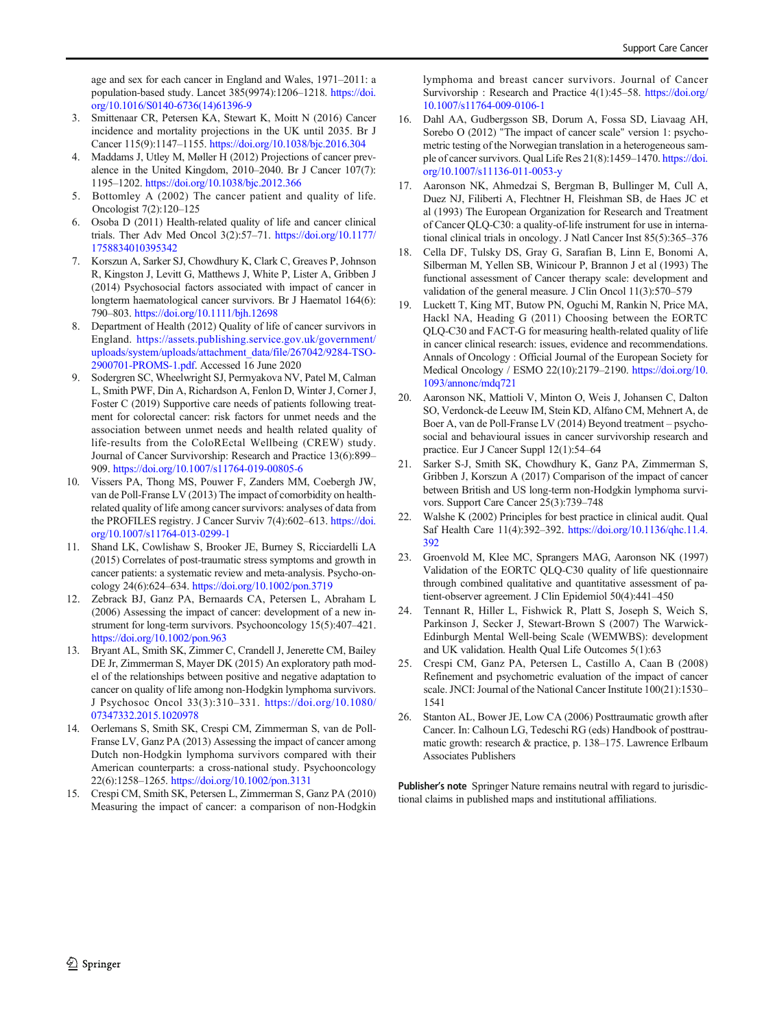age and sex for each cancer in England and Wales, 1971–2011: a population-based study. Lancet 385(9974):1206–1218. https://doi.org/10.1016/S0140-6736(14)61396-9

3. Smittenaar CR, Petersen KA, Stewart K, Moitt N (2016) Cancer incidence and mortality projections in the UK until 2035. Br J Cancer 115(9):1147–1155. https://doi.org/10.1038/bjc.2016.304
4. Maddams J, Utley M, Møller H (2012) Projections of cancer prevalence in the United Kingdom, 2010–2040. Br J Cancer 107(7): 1195–1202. https://doi.org/10.1038/bjc.2012.366
5. Bottomley A (2002) The cancer patient and quality of life. Oncologist 7(2):120–125
6. Osoba D (2011) Health-related quality of life and cancer clinical trials. Ther Adv Med Oncol 3(2):57–71. https://doi.org/10.1177/1758834010395342
7. Korszun A, Sarker SJ, Chowdhury K, Clark C, Greaves P, Johnson R, Kingston J, Levitt G, Matthews J, White P, Lister A, Gribben J (2014) Psychosocial factors associated with impact of cancer in longterm haematological cancer survivors. Br J Haematol 164(6): 790–803. https://doi.org/10.1111/bjh.12698
8. Department of Health (2012) Quality of life of cancer survivors in England. https://assets.publishing.service.gov.uk/government/uploads/system/uploads/attachment_data/file/267042/9284-TSO-2900701-PROMS-1.pdf. Accessed 16 June 2020
9. Sodergren SC, Wheelwright SJ, Permyakova NV, Patel M, Calman L, Smith PWF, Din A, Richardson A, Fenlon D, Winter J, Corner J, Foster C (2019) Supportive care needs of patients following treatment for colorectal cancer: risk factors for unmet needs and the association between unmet needs and health related quality of life-results from the ColoREctal Wellbeing (CREW) study. Journal of Cancer Survivorship: Research and Practice 13(6):899–909. https://doi.org/10.1007/s11764-019-00805-6
10. Vissers PA, Thong MS, Pouwer F, Zanders MM, Coebergh JW, van de Poll-Franse LV (2013) The impact of comorbidity on health-related quality of life among cancer survivors: analyses of data from the PROFILES registry. J Cancer Surviv 7(4):602–613. https://doi.org/10.1007/s11764-013-0299-1
11. Shand LK, Cowlishaw S, Brooker JE, Burney S, Ricciardelli LA (2015) Correlates of post-traumatic stress symptoms and growth in cancer patients: a systematic review and meta-analysis. Psycho-oncology 24(6):624–634. https://doi.org/10.1002/pon.3719
12. Zebrack BJ, Ganz PA, Bernaards CA, Petersen L, Abraham L (2006) Assessing the impact of cancer: development of a new instrument for long-term survivors. Psychooncology 15(5):407–421. https://doi.org/10.1002/pon.963
13. Bryant AL, Smith SK, Zimmer C, Crandell J, Jenerette CM, Bailey DE Jr, Zimmerman S, Mayer DK (2015) An exploratory path model of the relationships between positive and negative adaptation to cancer on quality of life among non-Hodgkin lymphoma survivors. J Psychosoc Oncol 33(3):310–331. https://doi.org/10.1080/07347332.2015.1020978
14. Oerlemans S, Smith SK, Crespi CM, Zimmerman S, van de Poll-Franse LV, Ganz PA (2013) Assessing the impact of cancer among Dutch non-Hodgkin lymphoma survivors compared with their American counterparts: a cross-national study. Psychooncology 22(6):1258–1265. https://doi.org/10.1002/pon.3131
15. Crespi CM, Smith SK, Petersen L, Zimmerman S, Ganz PA (2010) Measuring the impact of cancer: a comparison of non-Hodgkin lymphoma and breast cancer survivors. Journal of Cancer Survivorship : Research and Practice 4(1):45–58. https://doi.org/10.1007/s11764-009-0106-1
16. Dahl AA, Gudbergsson SB, Dorum A, Fossa SD, Liavaag AH, Sorebo O (2012) "The impact of cancer scale" version 1: psychometric testing of the Norwegian translation in a heterogeneous sample of cancer survivors. Qual Life Res 21(8):1459–1470. https://doi.org/10.1007/s11136-011-0053-y
17. Aaronson NK, Ahmedzai S, Bergman B, Bullinger M, Cull A, Duez NJ, Filiberti A, Flechtner H, Fleishman SB, de Haes JC et al (1993) The European Organization for Research and Treatment of Cancer QLQ-C30: a quality-of-life instrument for use in international clinical trials in oncology. J Natl Cancer Inst 85(5):365–376
18. Cella DF, Tulsky DS, Gray G, Sarafian B, Linn E, Bonomi A, Silberman M, Yellen SB, Winicour P, Brannon J et al (1993) The functional assessment of Cancer therapy scale: development and validation of the general measure. J Clin Oncol 11(3):570–579
19. Luckett T, King MT, Butow PN, Oguchi M, Rankin N, Price MA, Hackl NA, Heading G (2011) Choosing between the EORTC QLQ-C30 and FACT-G for measuring health-related quality of life in cancer clinical research: issues, evidence and recommendations. Annals of Oncology : Official Journal of the European Society for Medical Oncology / ESMO 22(10):2179–2190. https://doi.org/10.1093/annonc/mdq721
20. Aaronson NK, Mattioli V, Minton O, Weis J, Johansen C, Dalton SO, Verdonck-de Leeuw IM, Stein KD, Alfano CM, Mehnert A, de Boer A, van de Poll-Franse LV (2014) Beyond treatment – psychosocial and behavioural issues in cancer survivorship research and practice. Eur J Cancer Suppl 12(1):54–64
21. Sarker S-J, Smith SK, Chowdhury K, Ganz PA, Zimmerman S, Gribben J, Korszun A (2017) Comparison of the impact of cancer between British and US long-term non-Hodgkin lymphoma survivors. Support Care Cancer 25(3):739–748
22. Walshe K (2002) Principles for best practice in clinical audit. Qual Saf Health Care 11(4):392–392. https://doi.org/10.1136/qhc.11.4.392
23. Groenvold M, Klee MC, Sprangers MAG, Aaronson NK (1997) Validation of the EORTC QLQ-C30 quality of life questionnaire through combined qualitative and quantitative assessment of patient-observer agreement. J Clin Epidemiol 50(4):441–450
24. Tennant R, Hiller L, Fishwick R, Platt S, Joseph S, Weich S, Parkinson J, Secker J, Stewart-Brown S (2007) The Warwick-Edinburgh Mental Well-being Scale (WEMWBS): development and UK validation. Health Qual Life Outcomes 5(1):63
25. Crespi CM, Ganz PA, Petersen L, Castillo A, Caan B (2008) Refinement and psychometric evaluation of the impact of cancer scale. JNCI: Journal of the National Cancer Institute 100(21):1530–1541
26. Stanton AL, Bower JE, Low CA (2006) Posttraumatic growth after Cancer. In: Calhoun LG, Tedeschi RG (eds) Handbook of posttraumatic growth: research & practice, p. 138–175. Lawrence Erlbaum Associates Publishers

**Publisher's note** Springer Nature remains neutral with regard to jurisdictional claims in published maps and institutional affiliations.